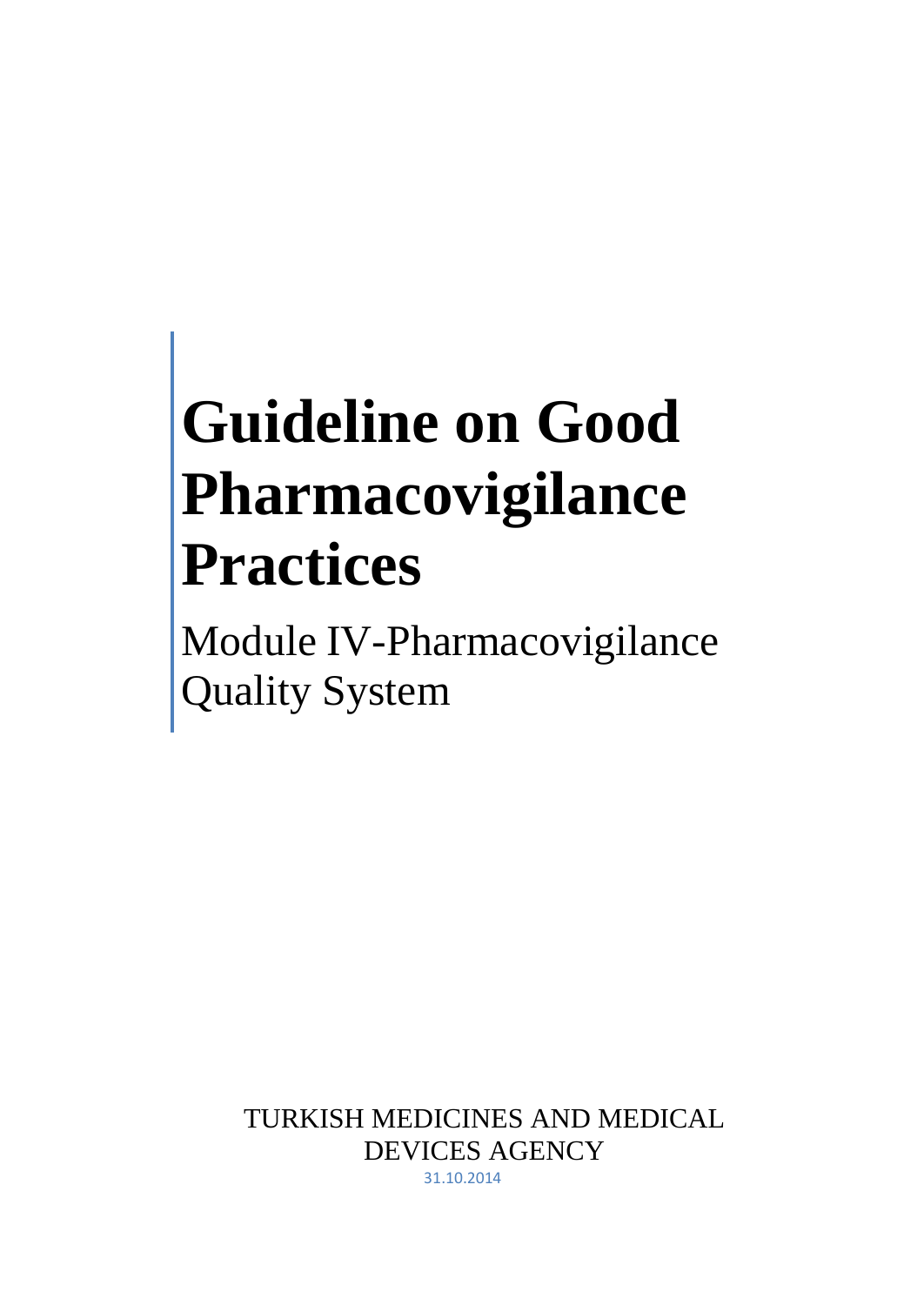# Guideline on Good Pharmacovigilance Practices

## Module IV-Pharmacovigilance Quality System

TURKISH MEDICINES AND MEDICAL DEVICES AGENCY

31.10.2014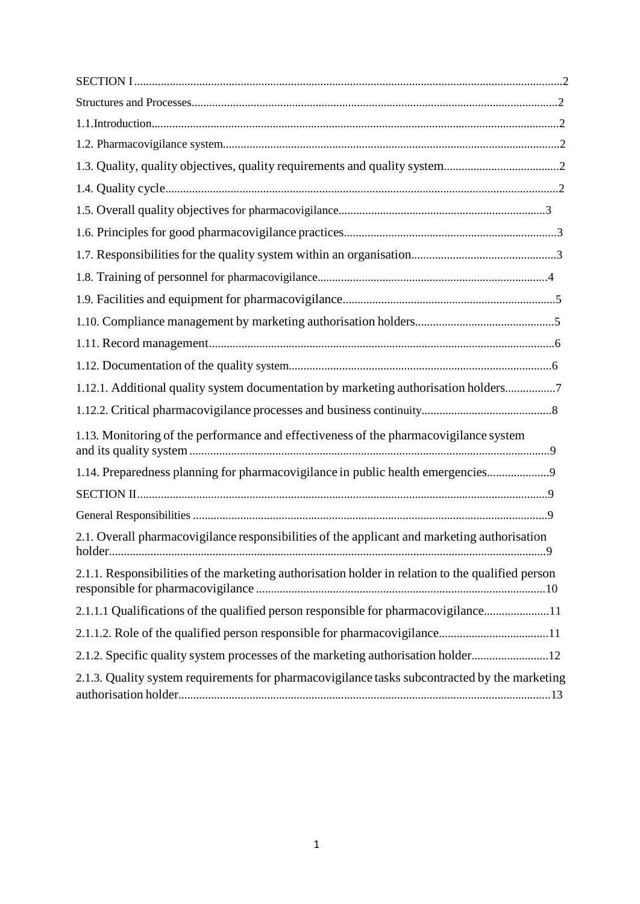SECTION I ........................................................................................................................................2

Structures and Processes..........................................................................................................2

1.1.Introduction........................................................................................................................2

1.2. Pharmacovigilance system..................................................................................................2

1.3. Quality, quality objectives, quality requirements and quality system.......................................2

1.4. Quality cycle......................................................................................................................2

1.5. Overall quality objectives for pharmacovigilance.....................................................................3

1.6. Principles for good pharmacovigilance practices........................................................................3

1.7. Responsibilities for the quality system within an organisation.................................................3

1.8. Training of personnel for pharmacovigilance.............................................................................4

1.9. Facilities and equipment for pharmacovigilance........................................................................5

1.10. Compliance management by marketing authorisation holders...............................................5

1.11. Record management...........................................................................................................6

1.12. Documentation of the quality system........................................................................................6

1.12.1. Additional quality system documentation by marketing authorisation holders.................7

1.12.2. Critical pharmacovigilance processes and business continuity............................................8

1.13. Monitoring of the performance and effectiveness of the pharmacovigilance system and its quality system .........................................................................................................................9

1.14. Preparedness planning for pharmacovigilance in public health emergencies.....................9

SECTION II..........................................................................................................................................9

General Responsibilities ......................................................................................................................9

2.1. Overall pharmacovigilance responsibilities of the applicant and marketing authorisation holder..................................................................................................................................................9

2.1.1. Responsibilities of the marketing authorisation holder in relation to the qualified person responsible for pharmacovigilance .................................................................................................10

2.1.1.1 Qualifications of the qualified person responsible for pharmacovigilance......................11

2.1.1.2. Role of the qualified person responsible for pharmacovigilance.....................................11

2.1.2. Specific quality system processes of the marketing authorisation holder..........................12

2.1.3. Quality system requirements for pharmacovigilance tasks subcontracted by the marketing authorisation holder............................................................................................................................13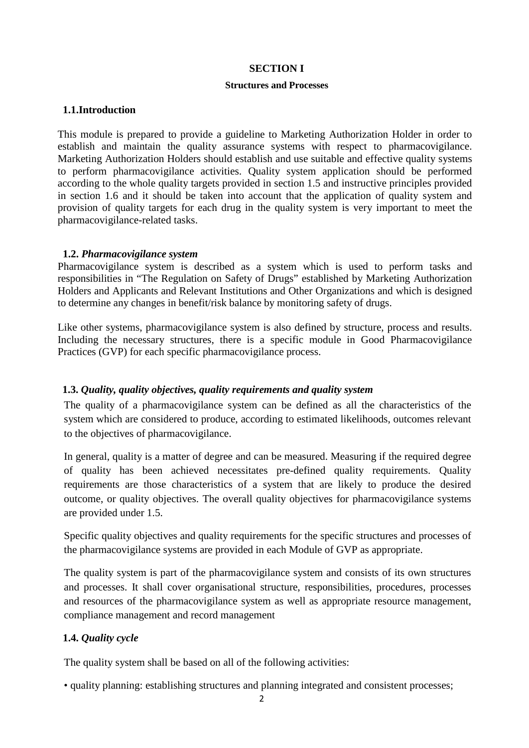# SECTION I

## Structures and Processes

### 1.1.Introduction

This module is prepared to provide a guideline to Marketing Authorization Holder in order to establish and maintain the quality assurance systems with respect to pharmacovigilance. Marketing Authorization Holders should establish and use suitable and effective quality systems to perform pharmacovigilance activities. Quality system application should be performed according to the whole quality targets provided in section 1.5 and instructive principles provided in section 1.6 and it should be taken into account that the application of quality system and provision of quality targets for each drug in the quality system is very important to meet the pharmacovigilance-related tasks.

### 1.2. *Pharmacovigilance system*

Pharmacovigilance system is described as a system which is used to perform tasks and responsibilities in "The Regulation on Safety of Drugs" established by Marketing Authorization Holders and Applicants and Relevant Institutions and Other Organizations and which is designed to determine any changes in benefit/risk balance by monitoring safety of drugs.

Like other systems, pharmacovigilance system is also defined by structure, process and results. Including the necessary structures, there is a specific module in Good Pharmacovigilance Practices (GVP) for each specific pharmacovigilance process.

### 1.3. *Quality, quality objectives, quality requirements and quality system*

The quality of a pharmacovigilance system can be defined as all the characteristics of the system which are considered to produce, according to estimated likelihoods, outcomes relevant to the objectives of pharmacovigilance.

In general, quality is a matter of degree and can be measured. Measuring if the required degree of quality has been achieved necessitates pre-defined quality requirements. Quality requirements are those characteristics of a system that are likely to produce the desired outcome, or quality objectives. The overall quality objectives for pharmacovigilance systems are provided under 1.5.

Specific quality objectives and quality requirements for the specific structures and processes of the pharmacovigilance systems are provided in each Module of GVP as appropriate.

The quality system is part of the pharmacovigilance system and consists of its own structures and processes. It shall cover organisational structure, responsibilities, procedures, processes and resources of the pharmacovigilance system as well as appropriate resource management, compliance management and record management

### 1.4. *Quality cycle*

The quality system shall be based on all of the following activities:

- quality planning: establishing structures and planning integrated and consistent processes;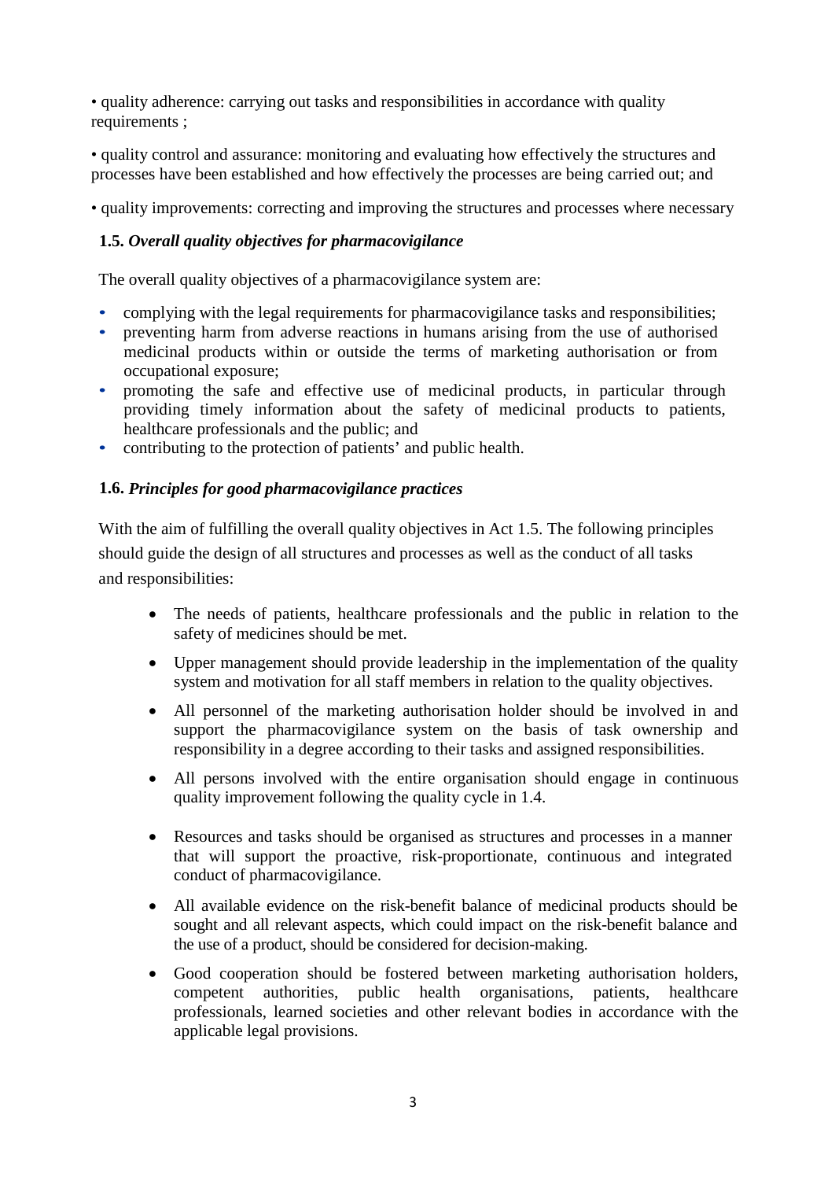- quality adherence: carrying out tasks and responsibilities in accordance with quality requirements ;
- quality control and assurance: monitoring and evaluating how effectively the structures and processes have been established and how effectively the processes are being carried out; and
- quality improvements: correcting and improving the structures and processes where necessary

### 1.5. *Overall quality objectives for pharmacovigilance*

The overall quality objectives of a pharmacovigilance system are:

- complying with the legal requirements for pharmacovigilance tasks and responsibilities;
- preventing harm from adverse reactions in humans arising from the use of authorised medicinal products within or outside the terms of marketing authorisation or from occupational exposure;
- promoting the safe and effective use of medicinal products, in particular through providing timely information about the safety of medicinal products to patients, healthcare professionals and the public; and
- contributing to the protection of patients' and public health.

### 1.6. *Principles for good pharmacovigilance practices*

With the aim of fulfilling the overall quality objectives in Act 1.5. The following principles should guide the design of all structures and processes as well as the conduct of all tasks and responsibilities:

- The needs of patients, healthcare professionals and the public in relation to the safety of medicines should be met.
- Upper management should provide leadership in the implementation of the quality system and motivation for all staff members in relation to the quality objectives.
- All personnel of the marketing authorisation holder should be involved in and support the pharmacovigilance system on the basis of task ownership and responsibility in a degree according to their tasks and assigned responsibilities.
- All persons involved with the entire organisation should engage in continuous quality improvement following the quality cycle in 1.4.
- Resources and tasks should be organised as structures and processes in a manner that will support the proactive, risk-proportionate, continuous and integrated conduct of pharmacovigilance.
- All available evidence on the risk-benefit balance of medicinal products should be sought and all relevant aspects, which could impact on the risk-benefit balance and the use of a product, should be considered for decision-making.
- Good cooperation should be fostered between marketing authorisation holders, competent authorities, public health organisations, patients, healthcare professionals, learned societies and other relevant bodies in accordance with the applicable legal provisions.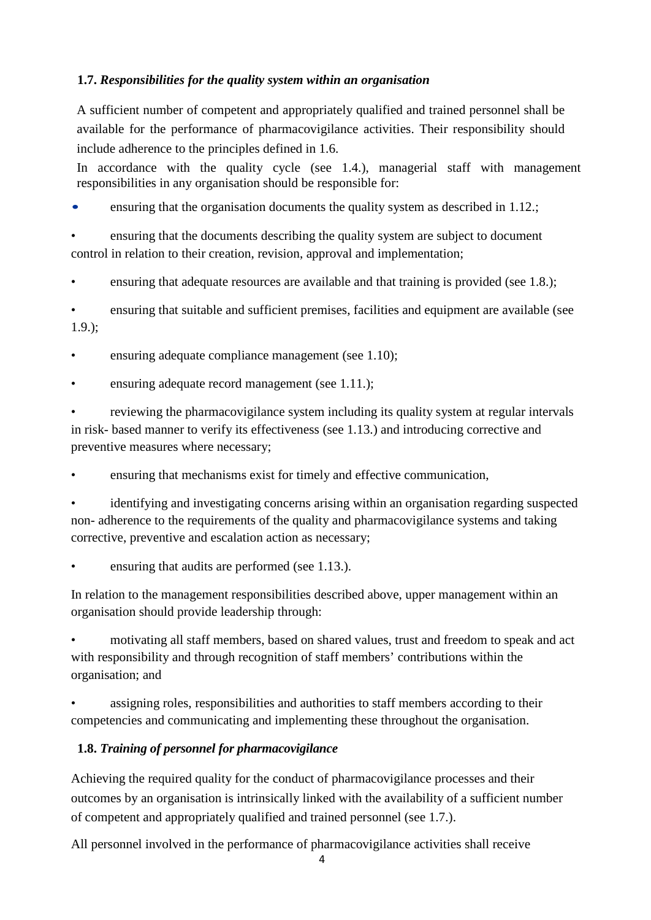### 1.7. *Responsibilities for the quality system within an organisation*

A sufficient number of competent and appropriately qualified and trained personnel shall be available for the performance of pharmacovigilance activities. Their responsibility should include adherence to the principles defined in 1.6.

In accordance with the quality cycle (see 1.4.), managerial staff with management responsibilities in any organisation should be responsible for:

- ensuring that the organisation documents the quality system as described in 1.12.;
- ensuring that the documents describing the quality system are subject to document control in relation to their creation, revision, approval and implementation;
- ensuring that adequate resources are available and that training is provided (see 1.8.);
- ensuring that suitable and sufficient premises, facilities and equipment are available (see 1.9.);
- ensuring adequate compliance management (see 1.10);
- ensuring adequate record management (see 1.11.);
- reviewing the pharmacovigilance system including its quality system at regular intervals in risk- based manner to verify its effectiveness (see 1.13.) and introducing corrective and preventive measures where necessary;
- ensuring that mechanisms exist for timely and effective communication,
- identifying and investigating concerns arising within an organisation regarding suspected non- adherence to the requirements of the quality and pharmacovigilance systems and taking corrective, preventive and escalation action as necessary;
- ensuring that audits are performed (see 1.13.).

In relation to the management responsibilities described above, upper management within an organisation should provide leadership through:

- motivating all staff members, based on shared values, trust and freedom to speak and act with responsibility and through recognition of staff members' contributions within the organisation; and
- assigning roles, responsibilities and authorities to staff members according to their competencies and communicating and implementing these throughout the organisation.

### 1.8. *Training of personnel for pharmacovigilance*

Achieving the required quality for the conduct of pharmacovigilance processes and their outcomes by an organisation is intrinsically linked with the availability of a sufficient number of competent and appropriately qualified and trained personnel (see 1.7.).

All personnel involved in the performance of pharmacovigilance activities shall receive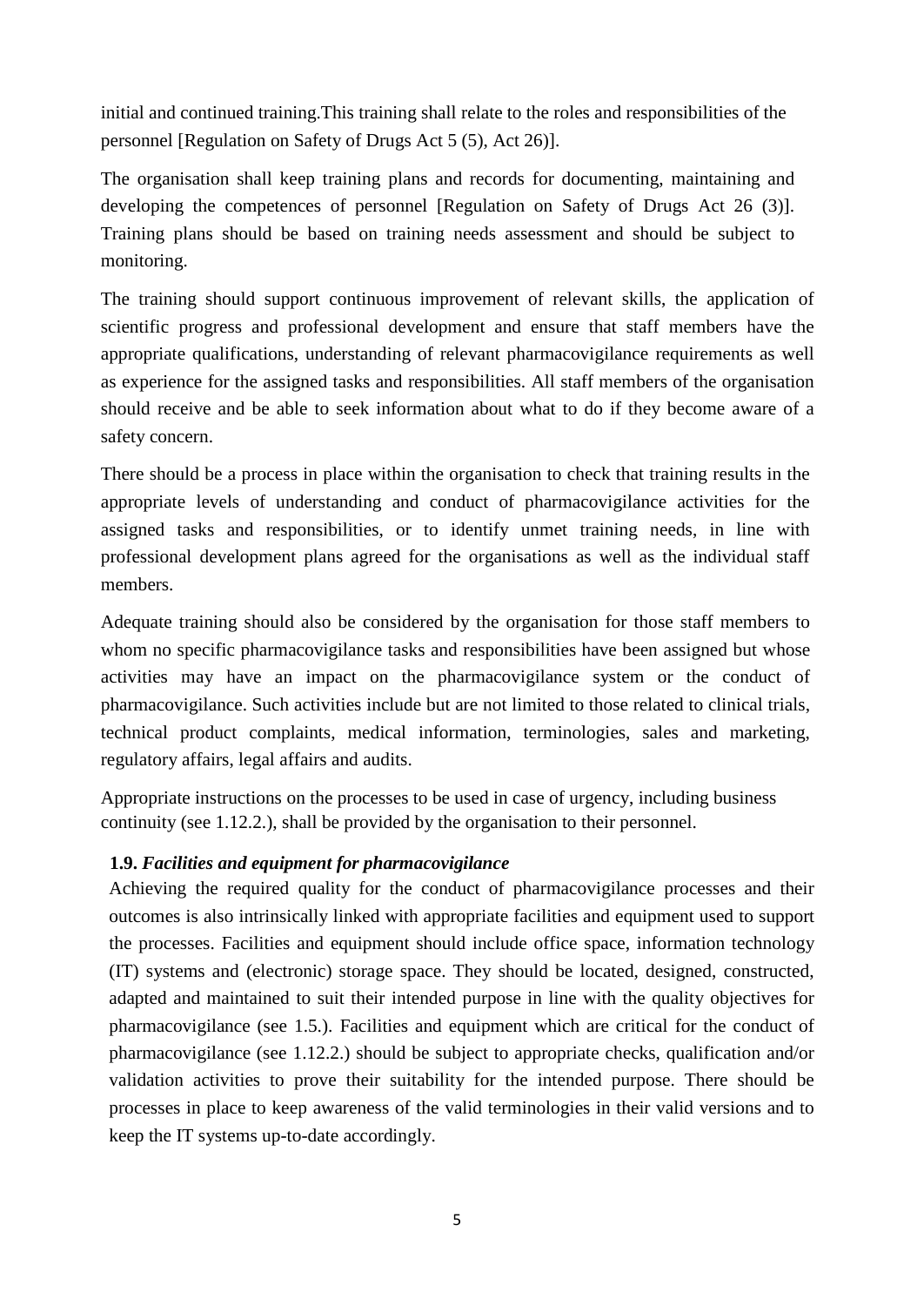initial and continued training.This training shall relate to the roles and responsibilities of the personnel [Regulation on Safety of Drugs Act 5 (5), Act 26)].

The organisation shall keep training plans and records for documenting, maintaining and developing the competences of personnel [Regulation on Safety of Drugs Act 26 (3)]. Training plans should be based on training needs assessment and should be subject to monitoring.

The training should support continuous improvement of relevant skills, the application of scientific progress and professional development and ensure that staff members have the appropriate qualifications, understanding of relevant pharmacovigilance requirements as well as experience for the assigned tasks and responsibilities. All staff members of the organisation should receive and be able to seek information about what to do if they become aware of a safety concern.

There should be a process in place within the organisation to check that training results in the appropriate levels of understanding and conduct of pharmacovigilance activities for the assigned tasks and responsibilities, or to identify unmet training needs, in line with professional development plans agreed for the organisations as well as the individual staff members.

Adequate training should also be considered by the organisation for those staff members to whom no specific pharmacovigilance tasks and responsibilities have been assigned but whose activities may have an impact on the pharmacovigilance system or the conduct of pharmacovigilance. Such activities include but are not limited to those related to clinical trials, technical product complaints, medical information, terminologies, sales and marketing, regulatory affairs, legal affairs and audits.

Appropriate instructions on the processes to be used in case of urgency, including business continuity (see 1.12.2.), shall be provided by the organisation to their personnel.

### 1.9. *Facilities and equipment for pharmacovigilance*

Achieving the required quality for the conduct of pharmacovigilance processes and their outcomes is also intrinsically linked with appropriate facilities and equipment used to support the processes. Facilities and equipment should include office space, information technology (IT) systems and (electronic) storage space. They should be located, designed, constructed, adapted and maintained to suit their intended purpose in line with the quality objectives for pharmacovigilance (see 1.5.). Facilities and equipment which are critical for the conduct of pharmacovigilance (see 1.12.2.) should be subject to appropriate checks, qualification and/or validation activities to prove their suitability for the intended purpose. There should be processes in place to keep awareness of the valid terminologies in their valid versions and to keep the IT systems up-to-date accordingly.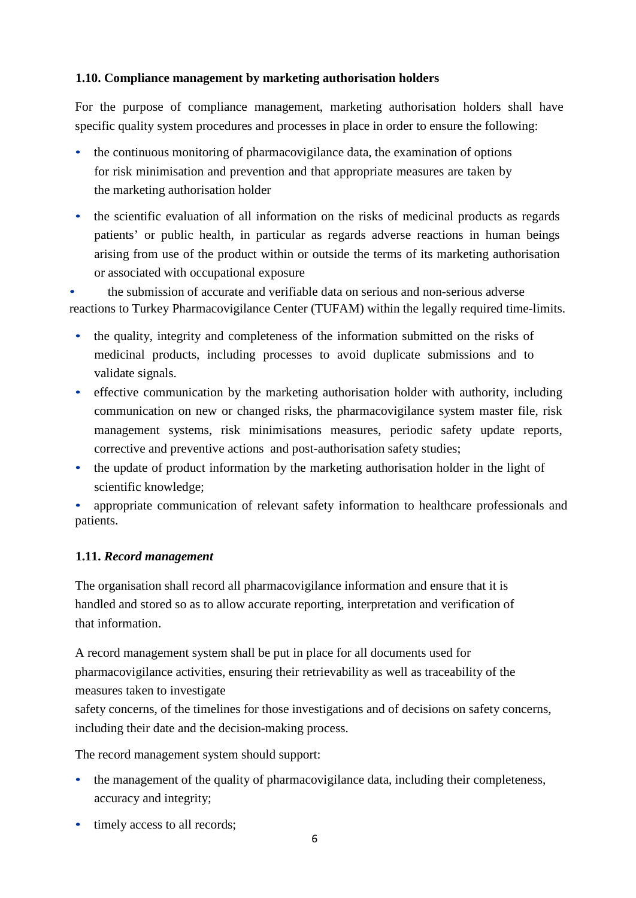### 1.10. Compliance management by marketing authorisation holders

For the purpose of compliance management, marketing authorisation holders shall have specific quality system procedures and processes in place in order to ensure the following:

- the continuous monitoring of pharmacovigilance data, the examination of options for risk minimisation and prevention and that appropriate measures are taken by the marketing authorisation holder
- the scientific evaluation of all information on the risks of medicinal products as regards patients' or public health, in particular as regards adverse reactions in human beings arising from use of the product within or outside the terms of its marketing authorisation or associated with occupational exposure
- the submission of accurate and verifiable data on serious and non-serious adverse reactions to Turkey Pharmacovigilance Center (TUFAM) within the legally required time-limits.
- the quality, integrity and completeness of the information submitted on the risks of medicinal products, including processes to avoid duplicate submissions and to validate signals.
- effective communication by the marketing authorisation holder with authority, including communication on new or changed risks, the pharmacovigilance system master file, risk management systems, risk minimisations measures, periodic safety update reports, corrective and preventive actions and post-authorisation safety studies;
- the update of product information by the marketing authorisation holder in the light of scientific knowledge;
- appropriate communication of relevant safety information to healthcare professionals and patients.

### 1.11. *Record management*

The organisation shall record all pharmacovigilance information and ensure that it is handled and stored so as to allow accurate reporting, interpretation and verification of that information.

A record management system shall be put in place for all documents used for pharmacovigilance activities, ensuring their retrievability as well as traceability of the measures taken to investigate safety concerns, of the timelines for those investigations and of decisions on safety concerns, including their date and the decision-making process.

The record management system should support:

- the management of the quality of pharmacovigilance data, including their completeness, accuracy and integrity;
- timely access to all records;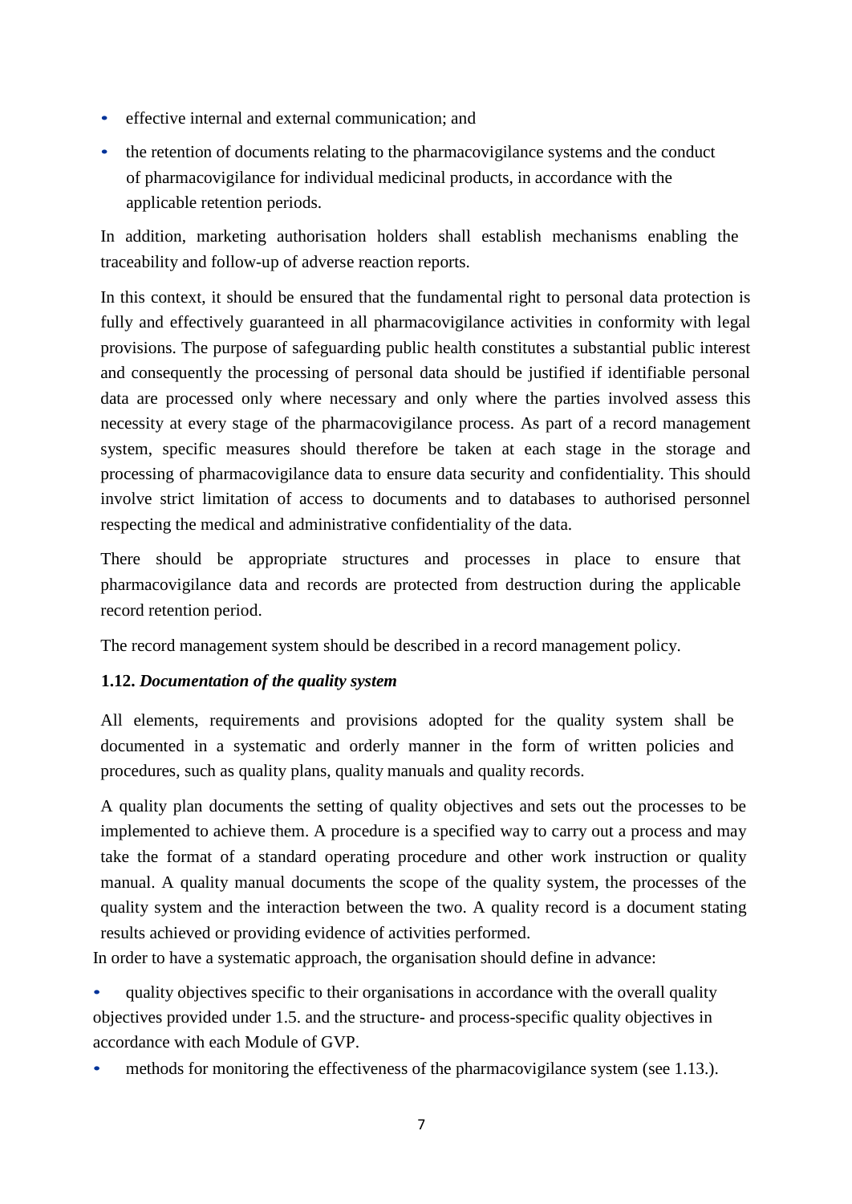- effective internal and external communication; and
- the retention of documents relating to the pharmacovigilance systems and the conduct of pharmacovigilance for individual medicinal products, in accordance with the applicable retention periods.

In addition, marketing authorisation holders shall establish mechanisms enabling the traceability and follow-up of adverse reaction reports.

In this context, it should be ensured that the fundamental right to personal data protection is fully and effectively guaranteed in all pharmacovigilance activities in conformity with legal provisions. The purpose of safeguarding public health constitutes a substantial public interest and consequently the processing of personal data should be justified if identifiable personal data are processed only where necessary and only where the parties involved assess this necessity at every stage of the pharmacovigilance process. As part of a record management system, specific measures should therefore be taken at each stage in the storage and processing of pharmacovigilance data to ensure data security and confidentiality. This should involve strict limitation of access to documents and to databases to authorised personnel respecting the medical and administrative confidentiality of the data.

There should be appropriate structures and processes in place to ensure that pharmacovigilance data and records are protected from destruction during the applicable record retention period.

The record management system should be described in a record management policy.

### 1.12. *Documentation of the quality system*

All elements, requirements and provisions adopted for the quality system shall be documented in a systematic and orderly manner in the form of written policies and procedures, such as quality plans, quality manuals and quality records.

A quality plan documents the setting of quality objectives and sets out the processes to be implemented to achieve them. A procedure is a specified way to carry out a process and may take the format of a standard operating procedure and other work instruction or quality manual. A quality manual documents the scope of the quality system, the processes of the quality system and the interaction between the two. A quality record is a document stating results achieved or providing evidence of activities performed.

In order to have a systematic approach, the organisation should define in advance:

- quality objectives specific to their organisations in accordance with the overall quality objectives provided under 1.5. and the structure- and process-specific quality objectives in accordance with each Module of GVP.
- methods for monitoring the effectiveness of the pharmacovigilance system (see 1.13.).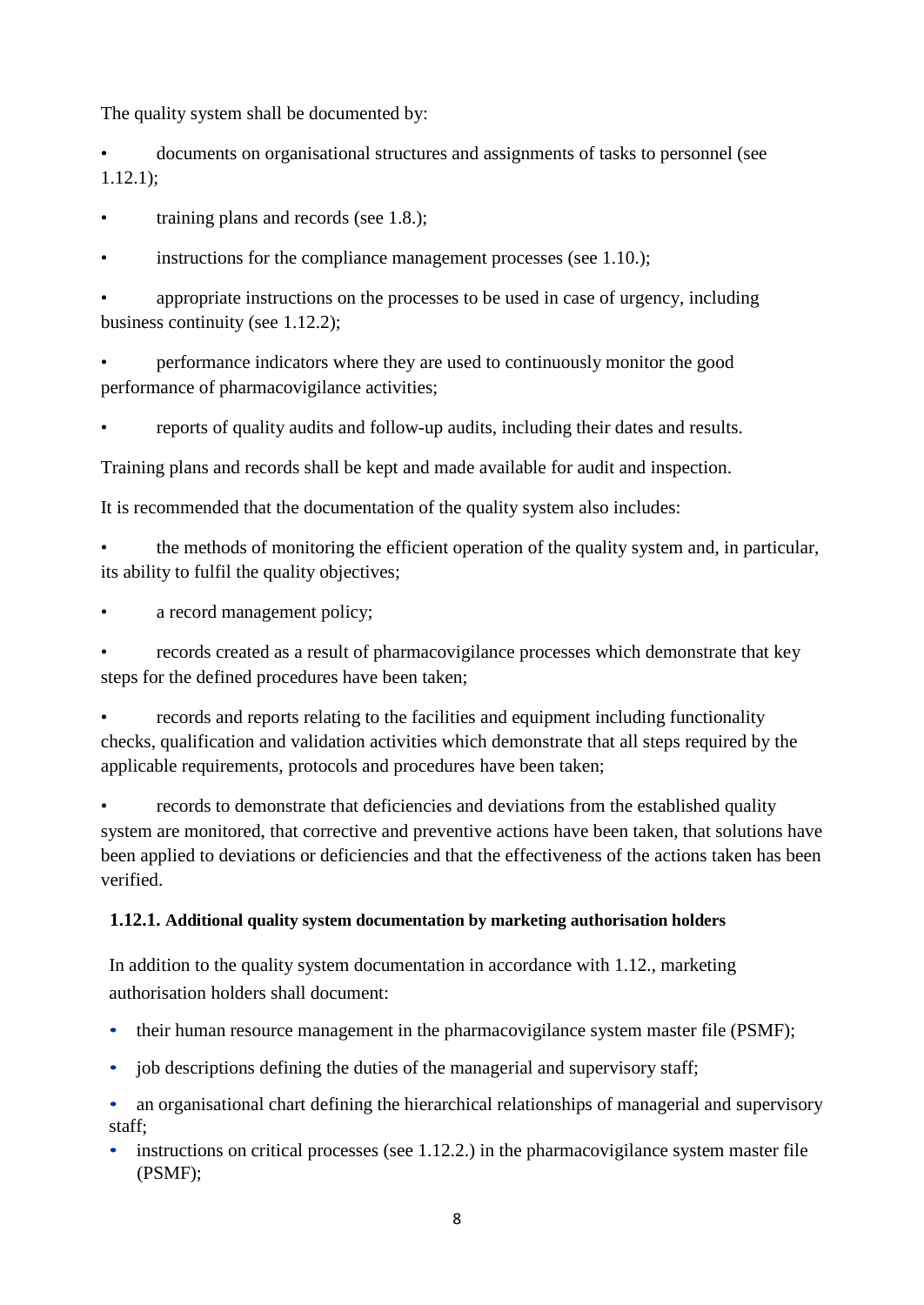The quality system shall be documented by:

- documents on organisational structures and assignments of tasks to personnel (see 1.12.1);
- training plans and records (see 1.8.);
- instructions for the compliance management processes (see 1.10.);
- appropriate instructions on the processes to be used in case of urgency, including business continuity (see 1.12.2);
- performance indicators where they are used to continuously monitor the good performance of pharmacovigilance activities;
- reports of quality audits and follow-up audits, including their dates and results.

Training plans and records shall be kept and made available for audit and inspection.

It is recommended that the documentation of the quality system also includes:

- the methods of monitoring the efficient operation of the quality system and, in particular, its ability to fulfil the quality objectives;
- a record management policy;
- records created as a result of pharmacovigilance processes which demonstrate that key steps for the defined procedures have been taken;
- records and reports relating to the facilities and equipment including functionality checks, qualification and validation activities which demonstrate that all steps required by the applicable requirements, protocols and procedures have been taken;
- records to demonstrate that deficiencies and deviations from the established quality system are monitored, that corrective and preventive actions have been taken, that solutions have been applied to deviations or deficiencies and that the effectiveness of the actions taken has been verified.

### 1.12.1. Additional quality system documentation by marketing authorisation holders

In addition to the quality system documentation in accordance with 1.12., marketing authorisation holders shall document:

- their human resource management in the pharmacovigilance system master file (PSMF);
- job descriptions defining the duties of the managerial and supervisory staff;
- an organisational chart defining the hierarchical relationships of managerial and supervisory staff;
- instructions on critical processes (see 1.12.2.) in the pharmacovigilance system master file (PSMF);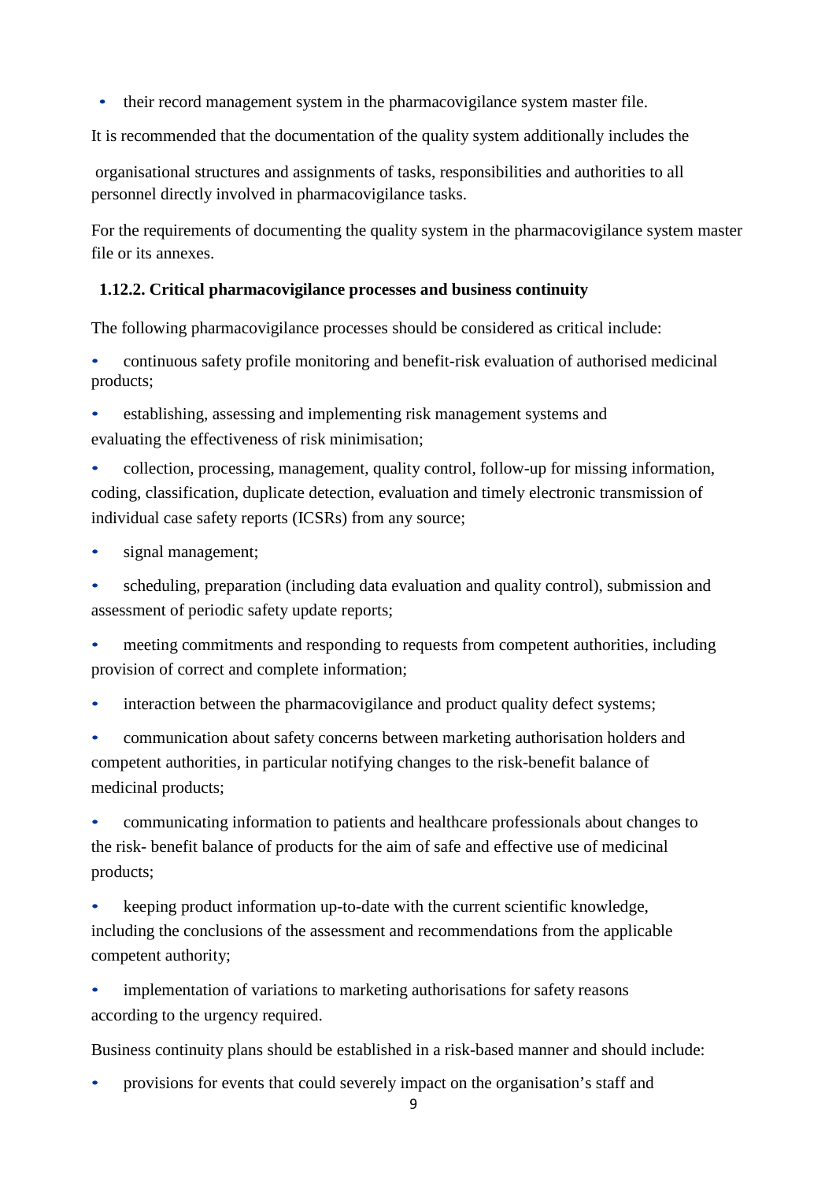- their record management system in the pharmacovigilance system master file.

It is recommended that the documentation of the quality system additionally includes the

organisational structures and assignments of tasks, responsibilities and authorities to all personnel directly involved in pharmacovigilance tasks.

For the requirements of documenting the quality system in the pharmacovigilance system master file or its annexes.

### 1.12.2. Critical pharmacovigilance processes and business continuity

The following pharmacovigilance processes should be considered as critical include:

- continuous safety profile monitoring and benefit-risk evaluation of authorised medicinal products;
- establishing, assessing and implementing risk management systems and evaluating the effectiveness of risk minimisation;
- collection, processing, management, quality control, follow-up for missing information, coding, classification, duplicate detection, evaluation and timely electronic transmission of individual case safety reports (ICSRs) from any source;
- signal management;
- scheduling, preparation (including data evaluation and quality control), submission and assessment of periodic safety update reports;
- meeting commitments and responding to requests from competent authorities, including provision of correct and complete information;
- interaction between the pharmacovigilance and product quality defect systems;
- communication about safety concerns between marketing authorisation holders and competent authorities, in particular notifying changes to the risk-benefit balance of medicinal products;
- communicating information to patients and healthcare professionals about changes to the risk- benefit balance of products for the aim of safe and effective use of medicinal products;
- keeping product information up-to-date with the current scientific knowledge, including the conclusions of the assessment and recommendations from the applicable competent authority;
- implementation of variations to marketing authorisations for safety reasons according to the urgency required.

Business continuity plans should be established in a risk-based manner and should include:

- provisions for events that could severely impact on the organisation's staff and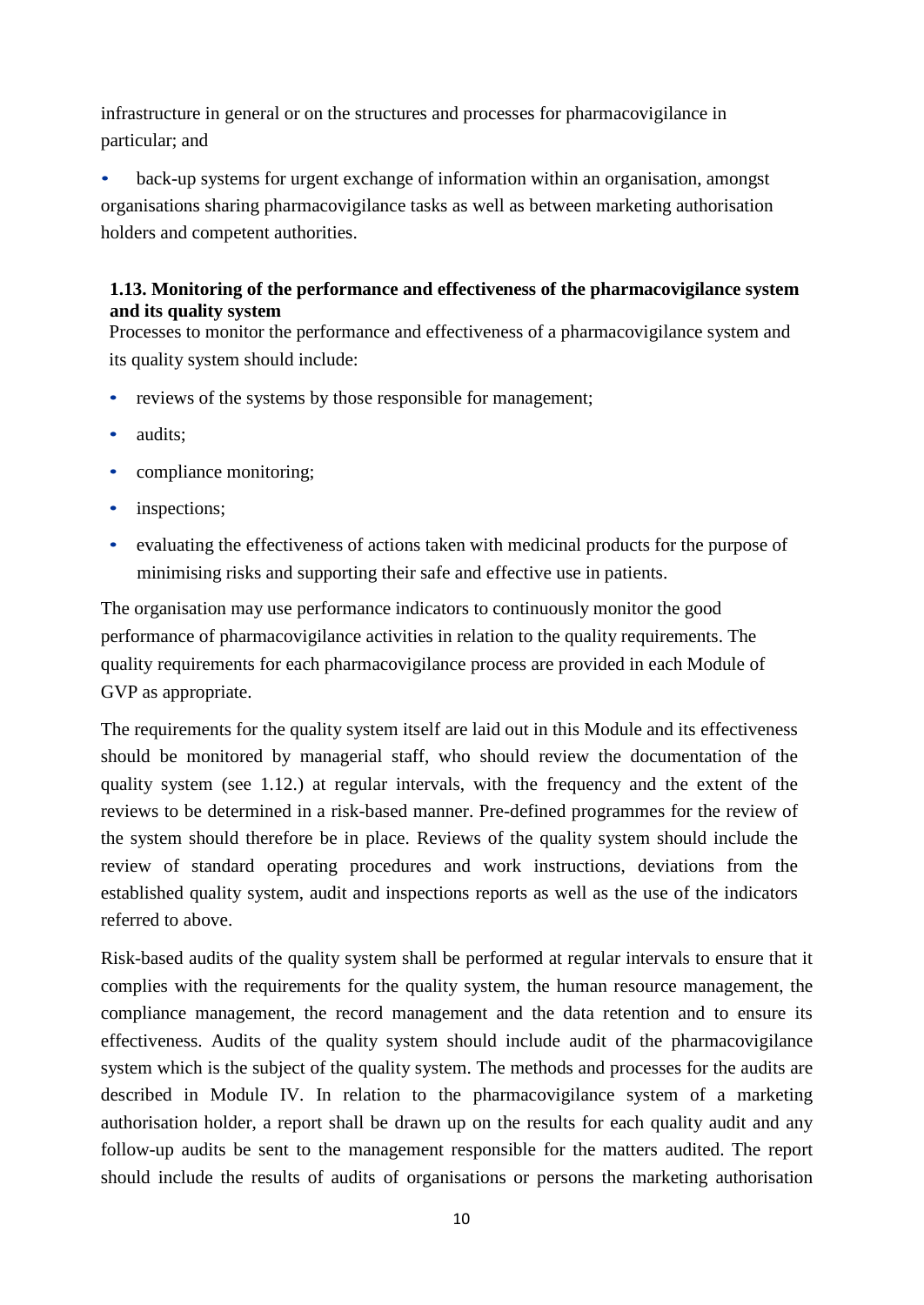infrastructure in general or on the structures and processes for pharmacovigilance in particular; and

- back-up systems for urgent exchange of information within an organisation, amongst organisations sharing pharmacovigilance tasks as well as between marketing authorisation holders and competent authorities.

### 1.13. Monitoring of the performance and effectiveness of the pharmacovigilance system and its quality system

Processes to monitor the performance and effectiveness of a pharmacovigilance system and its quality system should include:

- reviews of the systems by those responsible for management;
- audits;
- compliance monitoring;
- inspections;
- evaluating the effectiveness of actions taken with medicinal products for the purpose of minimising risks and supporting their safe and effective use in patients.

The organisation may use performance indicators to continuously monitor the good performance of pharmacovigilance activities in relation to the quality requirements. The quality requirements for each pharmacovigilance process are provided in each Module of GVP as appropriate.

The requirements for the quality system itself are laid out in this Module and its effectiveness should be monitored by managerial staff, who should review the documentation of the quality system (see 1.12.) at regular intervals, with the frequency and the extent of the reviews to be determined in a risk-based manner. Pre-defined programmes for the review of the system should therefore be in place. Reviews of the quality system should include the review of standard operating procedures and work instructions, deviations from the established quality system, audit and inspections reports as well as the use of the indicators referred to above.

Risk-based audits of the quality system shall be performed at regular intervals to ensure that it complies with the requirements for the quality system, the human resource management, the compliance management, the record management and the data retention and to ensure its effectiveness. Audits of the quality system should include audit of the pharmacovigilance system which is the subject of the quality system. The methods and processes for the audits are described in Module IV. In relation to the pharmacovigilance system of a marketing authorisation holder, a report shall be drawn up on the results for each quality audit and any follow-up audits be sent to the management responsible for the matters audited. The report should include the results of audits of organisations or persons the marketing authorisation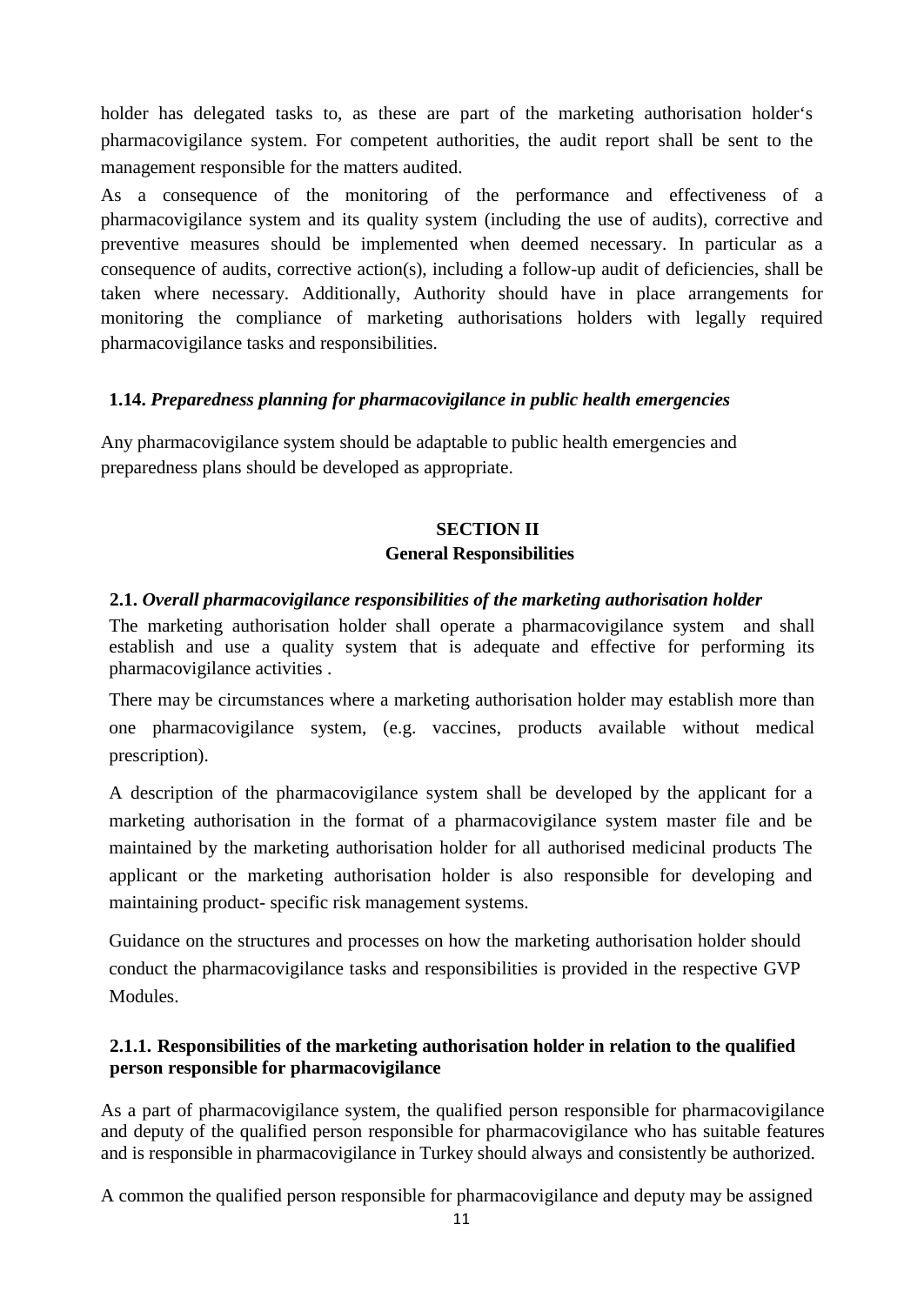holder has delegated tasks to, as these are part of the marketing authorisation holder's pharmacovigilance system. For competent authorities, the audit report shall be sent to the management responsible for the matters audited.

As a consequence of the monitoring of the performance and effectiveness of a pharmacovigilance system and its quality system (including the use of audits), corrective and preventive measures should be implemented when deemed necessary. In particular as a consequence of audits, corrective action(s), including a follow-up audit of deficiencies, shall be taken where necessary. Additionally, Authority should have in place arrangements for monitoring the compliance of marketing authorisations holders with legally required pharmacovigilance tasks and responsibilities.

### 1.14. *Preparedness planning for pharmacovigilance in public health emergencies*

Any pharmacovigilance system should be adaptable to public health emergencies and preparedness plans should be developed as appropriate.

## SECTION II
## General Responsibilities

### 2.1. *Overall pharmacovigilance responsibilities of the marketing authorisation holder*

The marketing authorisation holder shall operate a pharmacovigilance system and shall establish and use a quality system that is adequate and effective for performing its pharmacovigilance activities .

There may be circumstances where a marketing authorisation holder may establish more than one pharmacovigilance system, (e.g. vaccines, products available without medical prescription).

A description of the pharmacovigilance system shall be developed by the applicant for a marketing authorisation in the format of a pharmacovigilance system master file and be maintained by the marketing authorisation holder for all authorised medicinal products The applicant or the marketing authorisation holder is also responsible for developing and maintaining product- specific risk management systems.

Guidance on the structures and processes on how the marketing authorisation holder should conduct the pharmacovigilance tasks and responsibilities is provided in the respective GVP Modules.

#### 2.1.1. Responsibilities of the marketing authorisation holder in relation to the qualified person responsible for pharmacovigilance

As a part of pharmacovigilance system, the qualified person responsible for pharmacovigilance and deputy of the qualified person responsible for pharmacovigilance who has suitable features and is responsible in pharmacovigilance in Turkey should always and consistently be authorized.

A common the qualified person responsible for pharmacovigilance and deputy may be assigned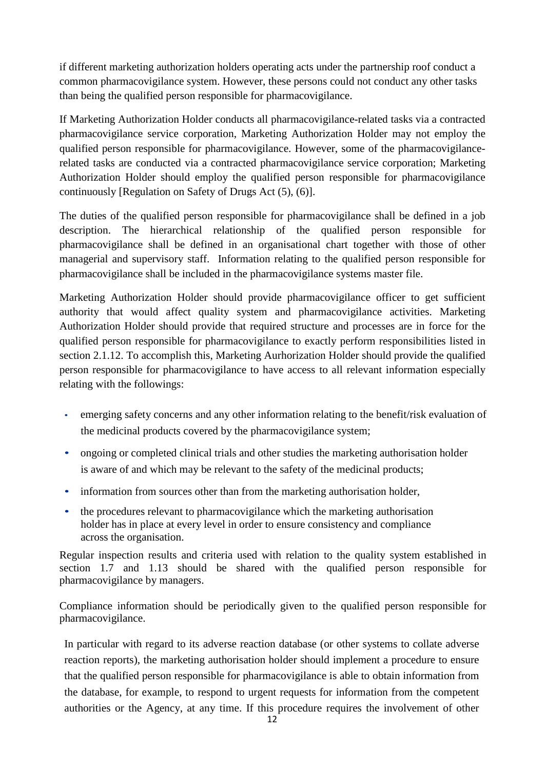if different marketing authorization holders operating acts under the partnership roof conduct a common pharmacovigilance system. However, these persons could not conduct any other tasks than being the qualified person responsible for pharmacovigilance.

If Marketing Authorization Holder conducts all pharmacovigilance-related tasks via a contracted pharmacovigilance service corporation, Marketing Authorization Holder may not employ the qualified person responsible for pharmacovigilance. However, some of the pharmacovigilance-related tasks are conducted via a contracted pharmacovigilance service corporation; Marketing Authorization Holder should employ the qualified person responsible for pharmacovigilance continuously [Regulation on Safety of Drugs Act (5), (6)].

The duties of the qualified person responsible for pharmacovigilance shall be defined in a job description. The hierarchical relationship of the qualified person responsible for pharmacovigilance shall be defined in an organisational chart together with those of other managerial and supervisory staff. Information relating to the qualified person responsible for pharmacovigilance shall be included in the pharmacovigilance systems master file.

Marketing Authorization Holder should provide pharmacovigilance officer to get sufficient authority that would affect quality system and pharmacovigilance activities. Marketing Authorization Holder should provide that required structure and processes are in force for the qualified person responsible for pharmacovigilance to exactly perform responsibilities listed in section 2.1.12. To accomplish this, Marketing Aurhorization Holder should provide the qualified person responsible for pharmacovigilance to have access to all relevant information especially relating with the followings:

- emerging safety concerns and any other information relating to the benefit/risk evaluation of the medicinal products covered by the pharmacovigilance system;
- ongoing or completed clinical trials and other studies the marketing authorisation holder is aware of and which may be relevant to the safety of the medicinal products;
- information from sources other than from the marketing authorisation holder,
- the procedures relevant to pharmacovigilance which the marketing authorisation holder has in place at every level in order to ensure consistency and compliance across the organisation.

Regular inspection results and criteria used with relation to the quality system established in section 1.7 and 1.13 should be shared with the qualified person responsible for pharmacovigilance by managers.

Compliance information should be periodically given to the qualified person responsible for pharmacovigilance.

In particular with regard to its adverse reaction database (or other systems to collate adverse reaction reports), the marketing authorisation holder should implement a procedure to ensure that the qualified person responsible for pharmacovigilance is able to obtain information from the database, for example, to respond to urgent requests for information from the competent authorities or the Agency, at any time. If this procedure requires the involvement of other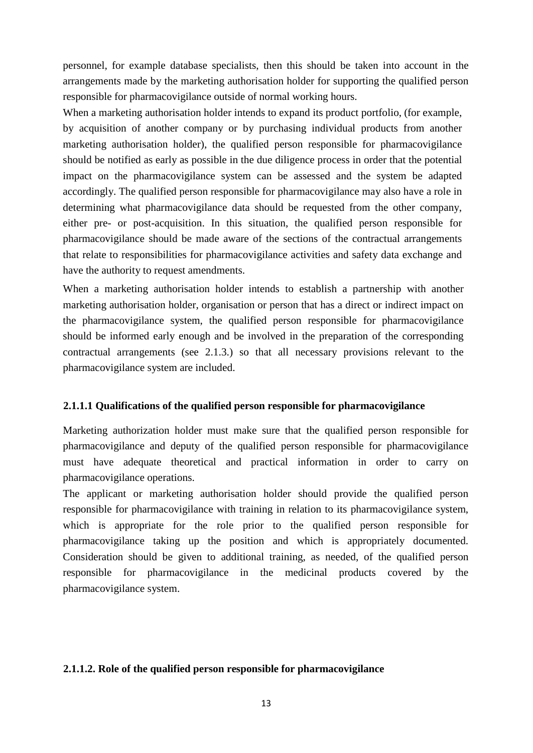personnel, for example database specialists, then this should be taken into account in the arrangements made by the marketing authorisation holder for supporting the qualified person responsible for pharmacovigilance outside of normal working hours.

When a marketing authorisation holder intends to expand its product portfolio, (for example, by acquisition of another company or by purchasing individual products from another marketing authorisation holder), the qualified person responsible for pharmacovigilance should be notified as early as possible in the due diligence process in order that the potential impact on the pharmacovigilance system can be assessed and the system be adapted accordingly. The qualified person responsible for pharmacovigilance may also have a role in determining what pharmacovigilance data should be requested from the other company, either pre- or post-acquisition. In this situation, the qualified person responsible for pharmacovigilance should be made aware of the sections of the contractual arrangements that relate to responsibilities for pharmacovigilance activities and safety data exchange and have the authority to request amendments.

When a marketing authorisation holder intends to establish a partnership with another marketing authorisation holder, organisation or person that has a direct or indirect impact on the pharmacovigilance system, the qualified person responsible for pharmacovigilance should be informed early enough and be involved in the preparation of the corresponding contractual arrangements (see 2.1.3.) so that all necessary provisions relevant to the pharmacovigilance system are included.

#### 2.1.1.1 Qualifications of the qualified person responsible for pharmacovigilance

Marketing authorization holder must make sure that the qualified person responsible for pharmacovigilance and deputy of the qualified person responsible for pharmacovigilance must have adequate theoretical and practical information in order to carry on pharmacovigilance operations.

The applicant or marketing authorisation holder should provide the qualified person responsible for pharmacovigilance with training in relation to its pharmacovigilance system, which is appropriate for the role prior to the qualified person responsible for pharmacovigilance taking up the position and which is appropriately documented. Consideration should be given to additional training, as needed, of the qualified person responsible for pharmacovigilance in the medicinal products covered by the pharmacovigilance system.

#### 2.1.1.2. Role of the qualified person responsible for pharmacovigilance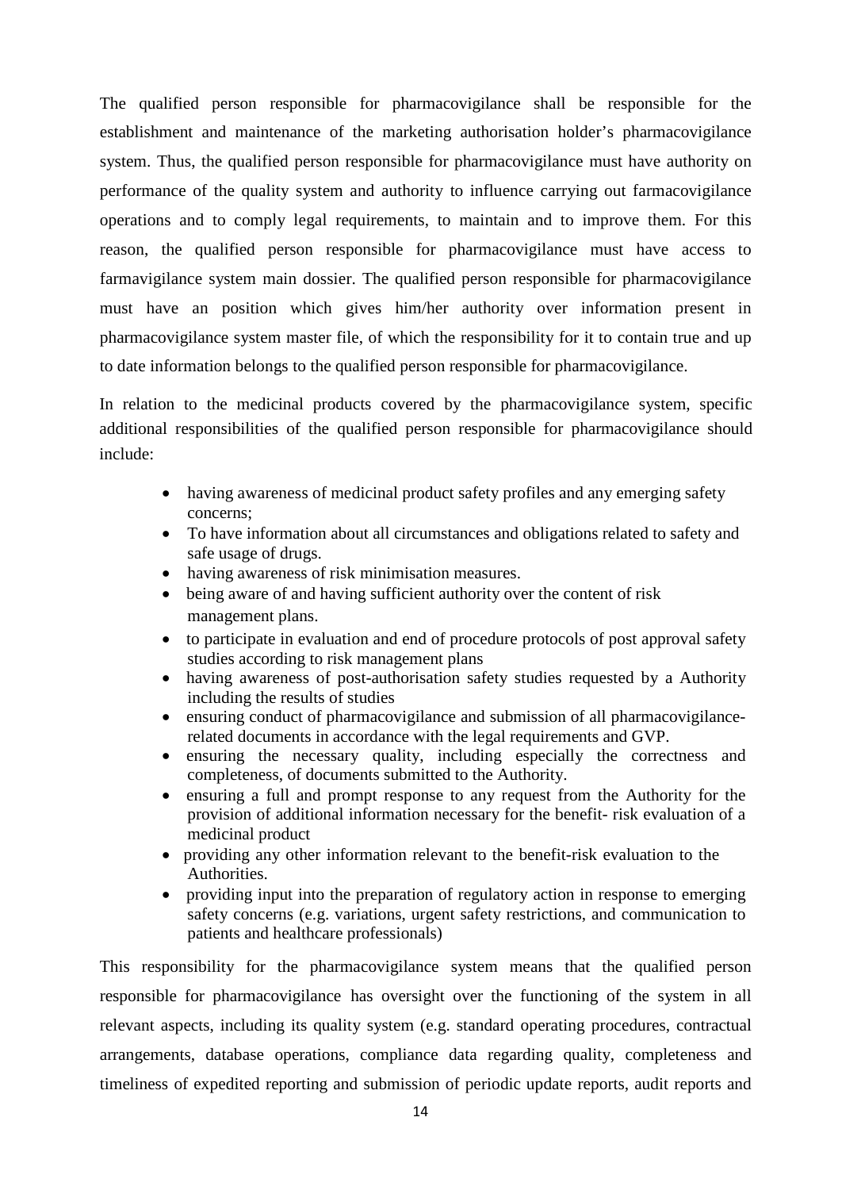The qualified person responsible for pharmacovigilance shall be responsible for the establishment and maintenance of the marketing authorisation holder's pharmacovigilance system. Thus, the qualified person responsible for pharmacovigilance must have authority on performance of the quality system and authority to influence carrying out farmacovigilance operations and to comply legal requirements, to maintain and to improve them. For this reason, the qualified person responsible for pharmacovigilance must have access to farmavigilance system main dossier. The qualified person responsible for pharmacovigilance must have an position which gives him/her authority over information present in pharmacovigilance system master file, of which the responsibility for it to contain true and up to date information belongs to the qualified person responsible for pharmacovigilance.

In relation to the medicinal products covered by the pharmacovigilance system, specific additional responsibilities of the qualified person responsible for pharmacovigilance should include:

- having awareness of medicinal product safety profiles and any emerging safety concerns;
- To have information about all circumstances and obligations related to safety and safe usage of drugs.
- having awareness of risk minimisation measures.
- being aware of and having sufficient authority over the content of risk management plans.
- to participate in evaluation and end of procedure protocols of post approval safety studies according to risk management plans
- having awareness of post-authorisation safety studies requested by a Authority including the results of studies
- ensuring conduct of pharmacovigilance and submission of all pharmacovigilance-related documents in accordance with the legal requirements and GVP.
- ensuring the necessary quality, including especially the correctness and completeness, of documents submitted to the Authority.
- ensuring a full and prompt response to any request from the Authority for the provision of additional information necessary for the benefit- risk evaluation of a medicinal product
- providing any other information relevant to the benefit-risk evaluation to the Authorities.
- providing input into the preparation of regulatory action in response to emerging safety concerns (e.g. variations, urgent safety restrictions, and communication to patients and healthcare professionals)

This responsibility for the pharmacovigilance system means that the qualified person responsible for pharmacovigilance has oversight over the functioning of the system in all relevant aspects, including its quality system (e.g. standard operating procedures, contractual arrangements, database operations, compliance data regarding quality, completeness and timeliness of expedited reporting and submission of periodic update reports, audit reports and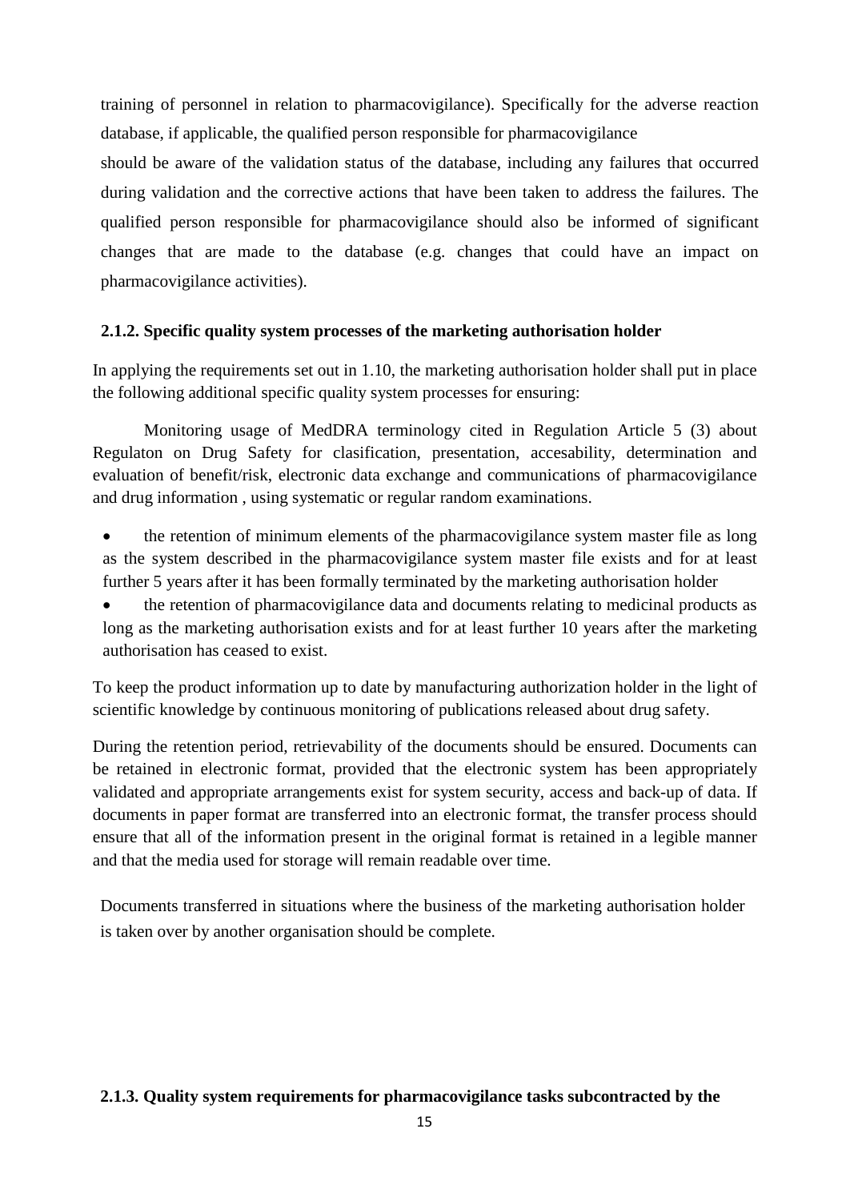training of personnel in relation to pharmacovigilance). Specifically for the adverse reaction database, if applicable, the qualified person responsible for pharmacovigilance

should be aware of the validation status of the database, including any failures that occurred during validation and the corrective actions that have been taken to address the failures. The qualified person responsible for pharmacovigilance should also be informed of significant changes that are made to the database (e.g. changes that could have an impact on pharmacovigilance activities).

### 2.1.2. Specific quality system processes of the marketing authorisation holder

In applying the requirements set out in 1.10, the marketing authorisation holder shall put in place the following additional specific quality system processes for ensuring:

Monitoring usage of MedDRA terminology cited in Regulation Article 5 (3) about Regulaton on Drug Safety for clasification, presentation, accesability, determination and evaluation of benefit/risk, electronic data exchange and communications of pharmacovigilance and drug information , using systematic or regular random examinations.

- the retention of minimum elements of the pharmacovigilance system master file as long as the system described in the pharmacovigilance system master file exists and for at least further 5 years after it has been formally terminated by the marketing authorisation holder
- the retention of pharmacovigilance data and documents relating to medicinal products as long as the marketing authorisation exists and for at least further 10 years after the marketing authorisation has ceased to exist.

To keep the product information up to date by manufacturing authorization holder in the light of scientific knowledge by continuous monitoring of publications released about drug safety.

During the retention period, retrievability of the documents should be ensured. Documents can be retained in electronic format, provided that the electronic system has been appropriately validated and appropriate arrangements exist for system security, access and back-up of data. If documents in paper format are transferred into an electronic format, the transfer process should ensure that all of the information present in the original format is retained in a legible manner and that the media used for storage will remain readable over time.

Documents transferred in situations where the business of the marketing authorisation holder is taken over by another organisation should be complete.

### 2.1.3. Quality system requirements for pharmacovigilance tasks subcontracted by the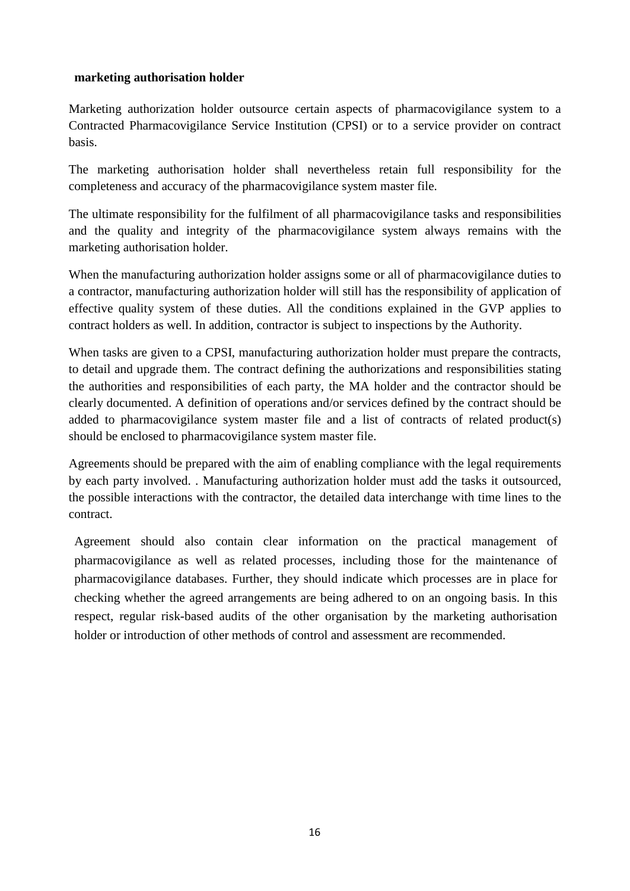**marketing authorisation holder**

Marketing authorization holder outsource certain aspects of pharmacovigilance system to a Contracted Pharmacovigilance Service Institution (CPSI) or to a service provider on contract basis.

The marketing authorisation holder shall nevertheless retain full responsibility for the completeness and accuracy of the pharmacovigilance system master file.

The ultimate responsibility for the fulfilment of all pharmacovigilance tasks and responsibilities and the quality and integrity of the pharmacovigilance system always remains with the marketing authorisation holder.

When the manufacturing authorization holder assigns some or all of pharmacovigilance duties to a contractor, manufacturing authorization holder will still has the responsibility of application of effective quality system of these duties. All the conditions explained in the GVP applies to contract holders as well. In addition, contractor is subject to inspections by the Authority.

When tasks are given to a CPSI, manufacturing authorization holder must prepare the contracts, to detail and upgrade them. The contract defining the authorizations and responsibilities stating the authorities and responsibilities of each party, the MA holder and the contractor should be clearly documented. A definition of operations and/or services defined by the contract should be added to pharmacovigilance system master file and a list of contracts of related product(s) should be enclosed to pharmacovigilance system master file.

Agreements should be prepared with the aim of enabling compliance with the legal requirements by each party involved. . Manufacturing authorization holder must add the tasks it outsourced, the possible interactions with the contractor, the detailed data interchange with time lines to the contract.

Agreement should also contain clear information on the practical management of pharmacovigilance as well as related processes, including those for the maintenance of pharmacovigilance databases. Further, they should indicate which processes are in place for checking whether the agreed arrangements are being adhered to on an ongoing basis. In this respect, regular risk-based audits of the other organisation by the marketing authorisation holder or introduction of other methods of control and assessment are recommended.